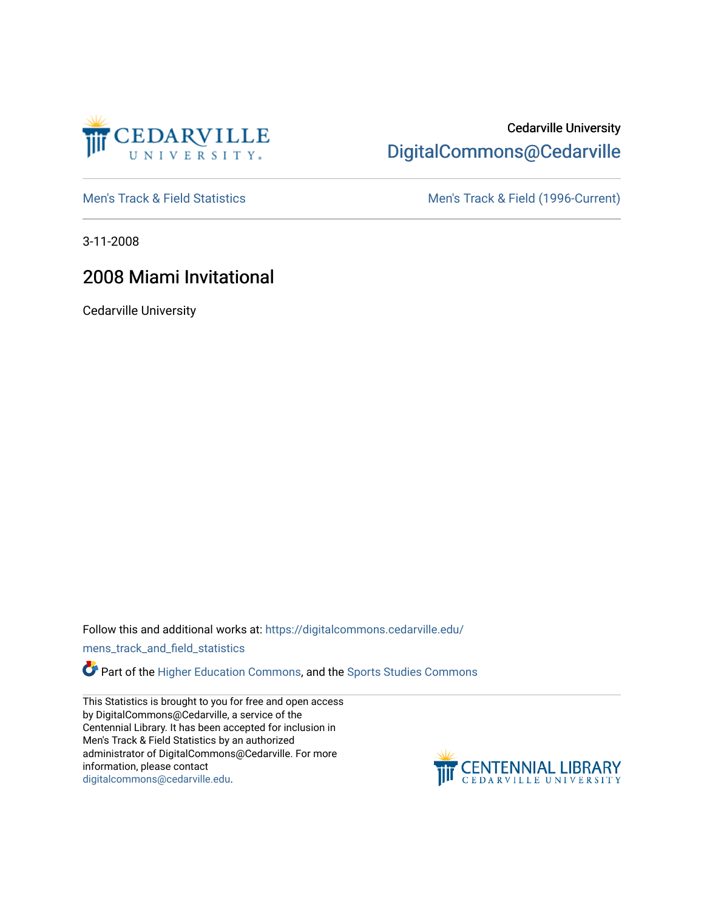Cedarville University

DigitalCommons@Cedarville

Men's Track & Field Statistics

Men's Track & Field (1996-Current)

3-11-2008

# 2008 Miami Invitational

Cedarville University

Follow this and additional works at: https://digitalcommons.cedarville.edu/mens_track_and_field_statistics

Part of the Higher Education Commons, and the Sports Studies Commons

This Statistics is brought to you for free and open access by DigitalCommons@Cedarville, a service of the Centennial Library. It has been accepted for inclusion in Men's Track & Field Statistics by an authorized administrator of DigitalCommons@Cedarville. For more information, please contact digitalcommons@cedarville.edu.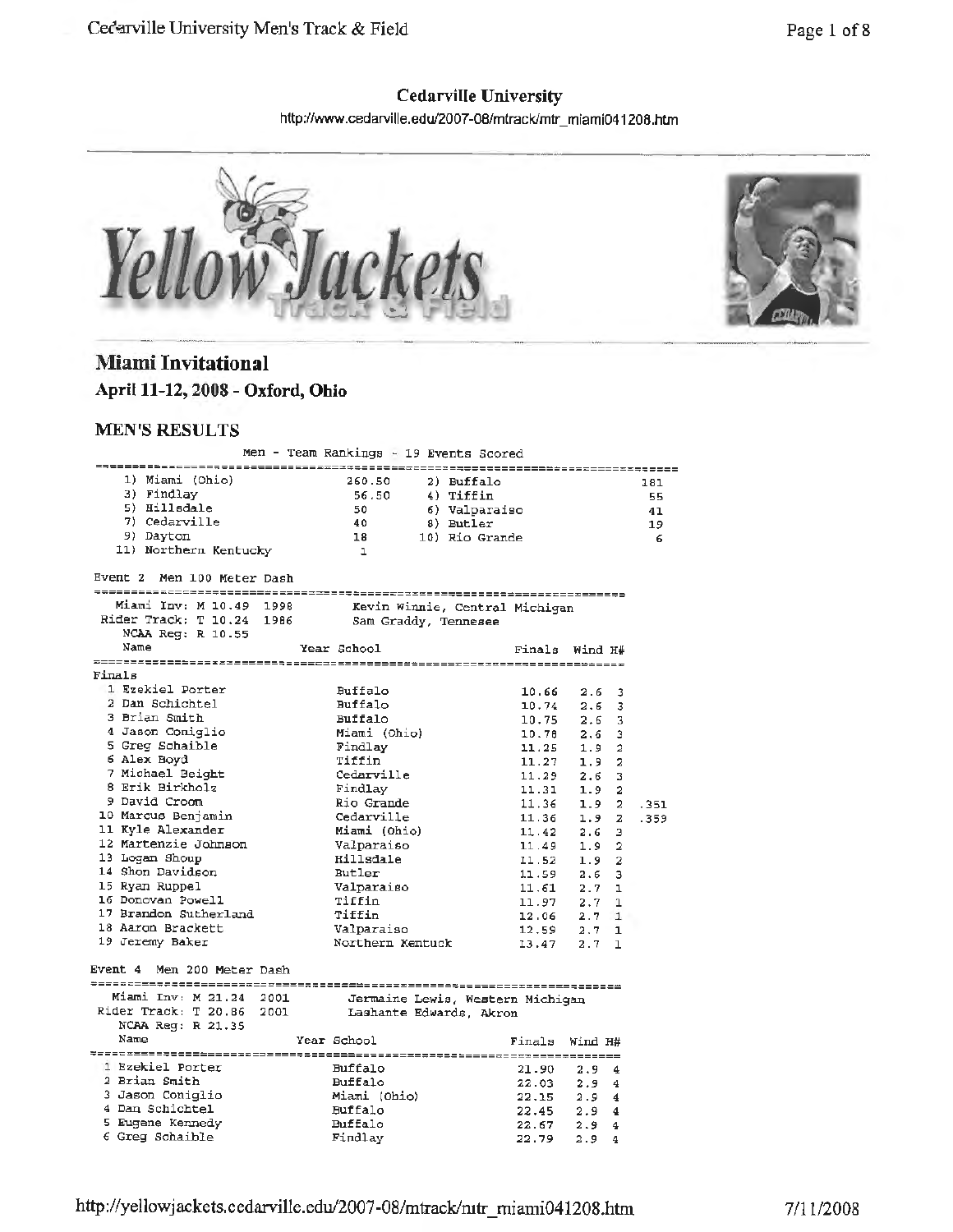# Cedarville University

http://www.cedarville.edu/2007-08/mtrack/mtr_miami041208.htm

# Miami Invitational

**April 11-12, 2008 - Oxford, Ohio**

## MEN'S RESULTS

Men - Team Rankings - 19 Events Scored

| Place | Team | Points | Place | Team | Points |
|---|---|---|---|---|---|
| 1) | Miami (Ohio) | 260.50 | 2) | Buffalo | 181 |
| 3) | Findlay | 56.50 | 4) | Tiffin | 55 |
| 5) | Hillsdale | 50 | 6) | Valparaiso | 41 |
| 7) | Cedarville | 40 | 8) | Butler | 19 |
| 9) | Dayton | 18 | 10) | Rio Grande | 6 |
| 11) | Northern Kentucky | 1 | | | |

### Event 2 Men 100 Meter Dash

```
Miami Inv: M 10.49  1998     Kevin Winnie, Central Michigan
Rider Track: T 10.24  1986   Sam Graddy, Tennesee
NCAA Reg: R 10.55
```

Finals

| Place | Name | Year | School | Finals | Wind | H# | |
|---|---|---|---|---|---|---|---|
| 1 | Ezekiel Porter | | Buffalo | 10.66 | 2.6 | 3 | |
| 2 | Dan Schichtel | | Buffalo | 10.74 | 2.6 | 3 | |
| 3 | Brian Smith | | Buffalo | 10.75 | 2.6 | 3 | |
| 4 | Jason Coniglio | | Miami (Ohio) | 10.78 | 2.6 | 3 | |
| 5 | Greg Schaible | | Findlay | 11.25 | 1.9 | 2 | |
| 6 | Alex Boyd | | Tiffin | 11.27 | 1.9 | 2 | |
| 7 | Michael Beight | | Cedarville | 11.29 | 2.6 | 3 | |
| 8 | Erik Birkholz | | Findlay | 11.31 | 1.9 | 2 | |
| 9 | David Croom | | Rio Grande | 11.36 | 1.9 | 2 | .351 |
| 10 | Marcus Benjamin | | Cedarville | 11.36 | 1.9 | 2 | .359 |
| 11 | Kyle Alexander | | Miami (Ohio) | 11.42 | 2.6 | 3 | |
| 12 | Martenzie Johnson | | Valparaiso | 11.49 | 1.9 | 2 | |
| 13 | Logan Shoup | | Hillsdale | 11.52 | 1.9 | 2 | |
| 14 | Shon Davidson | | Butler | 11.59 | 2.6 | 3 | |
| 15 | Ryan Ruppel | | Valparaiso | 11.61 | 2.7 | 1 | |
| 16 | Donovan Powell | | Tiffin | 11.97 | 2.7 | 1 | |
| 17 | Brandon Sutherland | | Tiffin | 12.06 | 2.7 | 1 | |
| 18 | Aaron Brackett | | Valparaiso | 12.59 | 2.7 | 1 | |
| 19 | Jeremy Baker | | Northern Kentuck | 13.47 | 2.7 | 1 | |

### Event 4 Men 200 Meter Dash

```
Miami Inv: M 21.24  2001     Jermaine Lewis, Western Michigan
Rider Track: T 20.86  2001   Lashante Edwards, Akron
NCAA Reg: R 21.35
```

| Place | Name | Year | School | Finals | Wind | H# |
|---|---|---|---|---|---|---|
| 1 | Ezekiel Porter | | Buffalo | 21.90 | 2.9 | 4 |
| 2 | Brian Smith | | Buffalo | 22.03 | 2.9 | 4 |
| 3 | Jason Coniglio | | Miami (Ohio) | 22.15 | 2.9 | 4 |
| 4 | Dan Schichtel | | Buffalo | 22.45 | 2.9 | 4 |
| 5 | Eugene Kennedy | | Buffalo | 22.67 | 2.9 | 4 |
| 6 | Greg Schaible | | Findlay | 22.79 | 2.9 | 4 |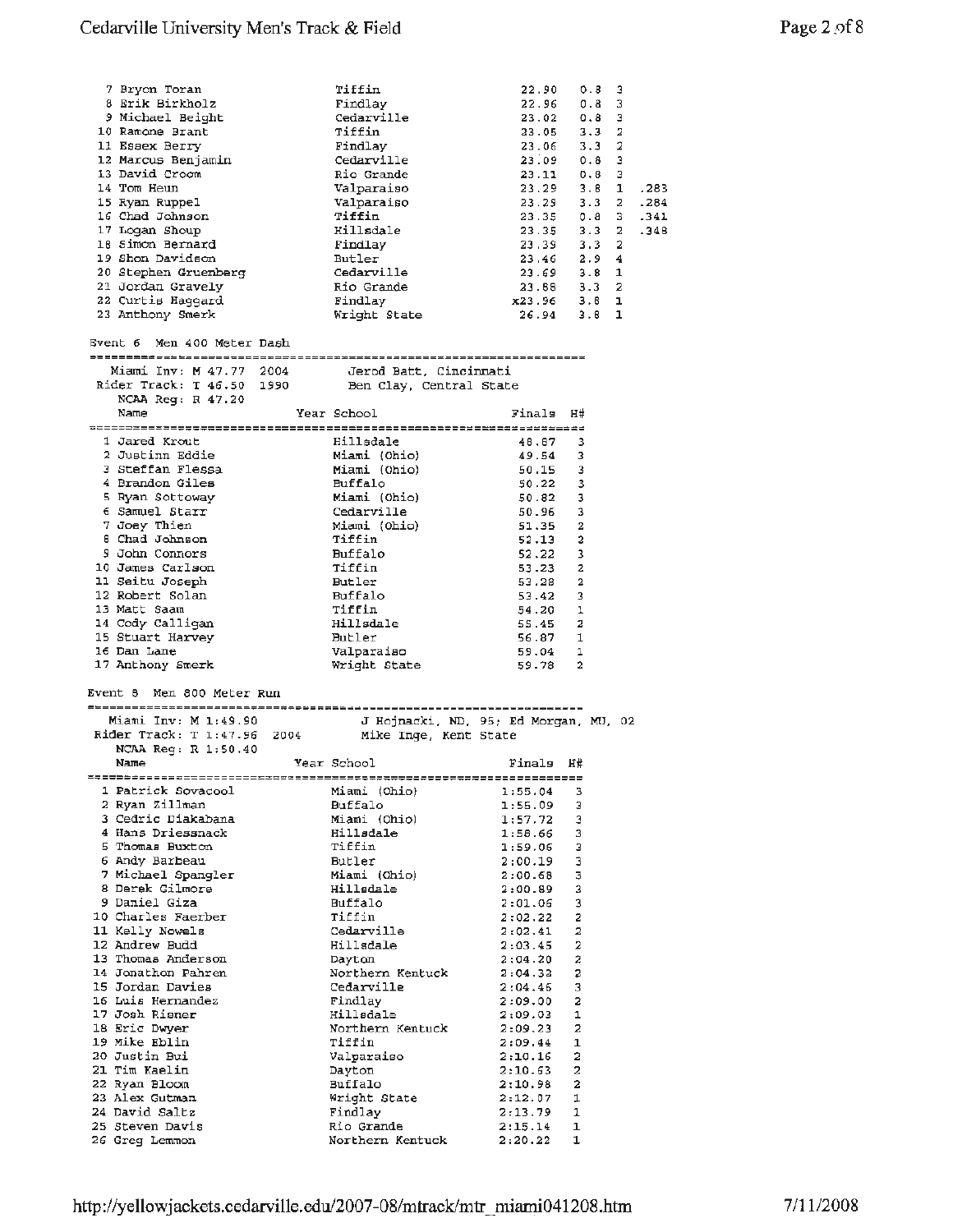| Place | Name | School | Finals | Wind | H# | |
|---|---|---|---|---|---|---|
| 7 | Bryon Toran | Tiffin | 22.90 | 0.8 | 3 | |
| 8 | Erik Birkholz | Findlay | 22.96 | 0.8 | 3 | |
| 9 | Michael Beight | Cedarville | 23.02 | 0.8 | 3 | |
| 10 | Ramone Brant | Tiffin | 23.05 | 3.3 | 2 | |
| 11 | Essex Berry | Findlay | 23.06 | 3.3 | 2 | |
| 12 | Marcus Benjamin | Cedarville | 23.09 | 0.8 | 3 | |
| 13 | David Croom | Rio Grande | 23.11 | 0.8 | 3 | |
| 14 | Tom Heun | Valparaiso | 23.29 | 3.8 | 1 | .283 |
| 15 | Ryan Ruppel | Valparaiso | 23.29 | 3.3 | 2 | .284 |
| 16 | Chad Johnson | Tiffin | 23.35 | 0.8 | 3 | .341 |
| 17 | Logan Shoup | Hillsdale | 23.35 | 3.3 | 2 | .348 |
| 18 | Simon Bernard | Findlay | 23.39 | 3.3 | 2 | |
| 19 | Shon Davidson | Butler | 23.46 | 2.9 | 4 | |
| 20 | Stephen Gruenberg | Cedarville | 23.69 | 3.8 | 1 | |
| 21 | Jordan Gravely | Rio Grande | 23.88 | 3.3 | 2 | |
| 22 | Curtis Haggard | Findlay | x23.96 | 3.8 | 1 | |
| 23 | Anthony Smerk | Wright State | 26.94 | 3.8 | 1 | |

## Event 6 Men 400 Meter Dash

Miami Inv: M 47.77 2004 Jerod Batt, Cincinnati
Rider Track: T 46.50 1990 Ben Clay, Central State
NCAA Reg: R 47.20

| Place | Name | Year | School | Finals | H# |
|---|---|---|---|---|---|
| 1 | Jared Krout | | Hillsdale | 48.87 | 3 |
| 2 | Justinn Eddie | | Miami (Ohio) | 49.54 | 3 |
| 3 | Steffan Flessa | | Miami (Ohio) | 50.15 | 3 |
| 4 | Brandon Giles | | Buffalo | 50.22 | 3 |
| 5 | Ryan Sottoway | | Miami (Ohio) | 50.82 | 3 |
| 6 | Samuel Starr | | Cedarville | 50.96 | 3 |
| 7 | Joey Thien | | Miami (Ohio) | 51.35 | 2 |
| 8 | Chad Johnson | | Tiffin | 52.13 | 2 |
| 9 | John Connors | | Buffalo | 52.22 | 3 |
| 10 | James Carlson | | Tiffin | 53.23 | 2 |
| 11 | Seitu Joseph | | Butler | 53.28 | 2 |
| 12 | Robert Solan | | Buffalo | 53.42 | 3 |
| 13 | Matt Saam | | Tiffin | 54.20 | 1 |
| 14 | Cody Calligan | | Hillsdale | 55.45 | 2 |
| 15 | Stuart Harvey | | Butler | 56.87 | 1 |
| 16 | Dan Lane | | Valparaiso | 59.04 | 1 |
| 17 | Anthony Smerk | | Wright State | 59.78 | 2 |

## Event 8 Men 800 Meter Run

Miami Inv: M 1:49.90 J Hojnacki, ND, 95; Ed Morgan, MU, 02
Rider Track: T 1:47.96 2004 Mike Inge, Kent State
NCAA Reg: R 1:50.40

| Place | Name | Year | School | Finals | H# |
|---|---|---|---|---|---|
| 1 | Patrick Sovacool | | Miami (Ohio) | 1:55.04 | 3 |
| 2 | Ryan Zillman | | Buffalo | 1:55.09 | 3 |
| 3 | Cedric Diakabana | | Miami (Ohio) | 1:57.72 | 3 |
| 4 | Hans Driessnack | | Hillsdale | 1:58.66 | 3 |
| 5 | Thomas Buxton | | Tiffin | 1:59.06 | 3 |
| 6 | Andy Barbeau | | Butler | 2:00.19 | 3 |
| 7 | Michael Spangler | | Miami (Ohio) | 2:00.68 | 3 |
| 8 | Derek Gilmore | | Hillsdale | 2:00.89 | 3 |
| 9 | Daniel Giza | | Buffalo | 2:01.06 | 3 |
| 10 | Charles Faerber | | Tiffin | 2:02.22 | 2 |
| 11 | Kelly Nowels | | Cedarville | 2:02.41 | 2 |
| 12 | Andrew Budd | | Hillsdale | 2:03.45 | 2 |
| 13 | Thomas Anderson | | Dayton | 2:04.20 | 2 |
| 14 | Jonathon Pahren | | Northern Kentuck | 2:04.32 | 2 |
| 15 | Jordan Davies | | Cedarville | 2:04.46 | 3 |
| 16 | Luis Hernandez | | Findlay | 2:09.00 | 2 |
| 17 | Josh Risner | | Hillsdale | 2:09.03 | 1 |
| 18 | Eric Dwyer | | Northern Kentuck | 2:09.23 | 2 |
| 19 | Mike Eblin | | Tiffin | 2:09.44 | 1 |
| 20 | Justin Bui | | Valparaiso | 2:10.16 | 2 |
| 21 | Tim Kaelin | | Dayton | 2:10.63 | 2 |
| 22 | Ryan Bloom | | Buffalo | 2:10.98 | 2 |
| 23 | Alex Gutman | | Wright State | 2:12.07 | 1 |
| 24 | David Saltz | | Findlay | 2:13.79 | 1 |
| 25 | Steven Davis | | Rio Grande | 2:15.14 | 1 |
| 26 | Greg Lemmon | | Northern Kentuck | 2:20.22 | 1 |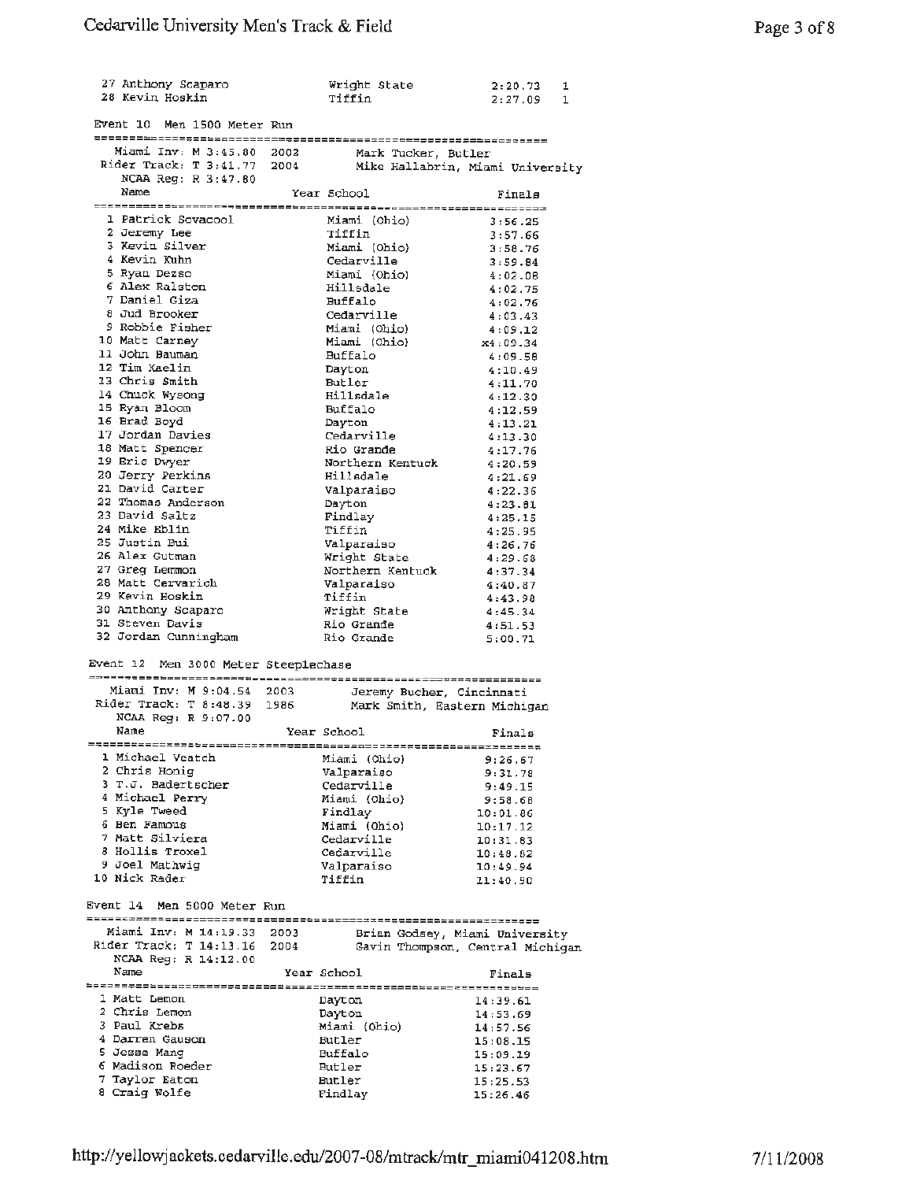| | Name | Year | School | Finals | |
|---|---|---|---|---|---|
| 27 | Anthony Scaparo | | Wright State | 2:20.73 | 1 |
| 28 | Kevin Hoskin | | Tiffin | 2:27.09 | 1 |

## Event 10 Men 1500 Meter Run

Miami Inv: M 3:45.80 2002 Mark Tucker, Butler
Rider Track: T 3:41.77 2004 Mike Hallabrin, Miami University
NCAA Reg: R 3:47.80

| | Name | Year | School | Finals |
|---|---|---|---|---|
| 1 | Patrick Scvacool | | Miami (Ohio) | 3:56.25 |
| 2 | Jeremy Lee | | Tiffin | 3:57.66 |
| 3 | Kevin Silver | | Miami (Ohio) | 3:58.76 |
| 4 | Kevin Kuhn | | Cedarville | 3:59.84 |
| 5 | Ryan Dezso | | Miami (Ohio) | 4:02.08 |
| 6 | Alex Ralston | | Hillsdale | 4:02.75 |
| 7 | Daniel Giza | | Buffalo | 4:02.76 |
| 8 | Jud Brooker | | Cedarville | 4:03.43 |
| 9 | Robbie Fisher | | Miami (Ohio) | 4:09.12 |
| 10 | Matt Carney | | Miami (Ohio) | x4:09.34 |
| 11 | John Bauman | | Buffalo | 4:09.58 |
| 12 | Tim Kaelin | | Dayton | 4:10.49 |
| 13 | Chris Smith | | Butler | 4:11.70 |
| 14 | Chuck Wysong | | Hillsdale | 4:12.30 |
| 15 | Ryan Bloom | | Buffalo | 4:12.59 |
| 16 | Brad Boyd | | Dayton | 4:13.21 |
| 17 | Jordan Davies | | Cedarville | 4:13.30 |
| 18 | Matt Spencer | | Rio Grande | 4:17.76 |
| 19 | Eric Dwyer | | Northern Kentuck | 4:20.59 |
| 20 | Jerry Perkins | | Hillsdale | 4:21.69 |
| 21 | David Carter | | Valparaiso | 4:22.36 |
| 22 | Thomas Anderson | | Dayton | 4:23.81 |
| 23 | David Saltz | | Findlay | 4:25.15 |
| 24 | Mike Eblin | | Tiffin | 4:25.95 |
| 25 | Justin Bui | | Valparaiso | 4:26.76 |
| 26 | Alex Gutman | | Wright State | 4:29.68 |
| 27 | Greg Lemmon | | Northern Kentuck | 4:37.34 |
| 28 | Matt Cervarich | | Valparaiso | 4:40.87 |
| 29 | Kevin Hoskin | | Tiffin | 4:43.98 |
| 30 | Anthony Scaparo | | Wright State | 4:45.34 |
| 31 | Steven Davis | | Rio Grande | 4:51.53 |
| 32 | Jordan Cunningham | | Rio Grande | 5:00.71 |

## Event 12 Men 3000 Meter Steeplechase

Miami Inv: M 9:04.54 2003 Jeremy Bucher, Cincinnati
Rider Track: T 8:48.39 1986 Mark Smith, Eastern Michigan
NCAA Reg: R 9:07.00

| | Name | Year | School | Finals |
|---|---|---|---|---|
| 1 | Michael Veatch | | Miami (Ohio) | 9:26.67 |
| 2 | Chris Honig | | Valparaiso | 9:31.78 |
| 3 | T.J. Badertscher | | Cedarville | 9:49.15 |
| 4 | Michael Perry | | Miami (Ohio) | 9:58.68 |
| 5 | Kyle Tweed | | Findlay | 10:01.86 |
| 6 | Ben Famous | | Miami (Ohio) | 10:17.12 |
| 7 | Matt Silviera | | Cedarville | 10:31.83 |
| 8 | Hollis Troxel | | Cedarville | 10:48.82 |
| 9 | Joel Mathwig | | Valparaiso | 10:49.94 |
| 10 | Nick Rader | | Tiffin | 11:40.90 |

## Event 14 Men 5000 Meter Run

Miami Inv: M 14:19.33 2003 Brian Godsey, Miami University
Rider Track: T 14:13.16 2004 Gavin Thompson, Central Michigan
NCAA Reg: R 14:12.00

| | Name | Year | School | Finals |
|---|---|---|---|---|
| 1 | Matt Lemon | | Dayton | 14:39.61 |
| 2 | Chris Lemon | | Dayton | 14:53.69 |
| 3 | Paul Krebs | | Miami (Ohio) | 14:57.56 |
| 4 | Darren Gauson | | Butler | 15:08.15 |
| 5 | Jesse Mang | | Buffalo | 15:09.19 |
| 6 | Madison Roeder | | Butler | 15:23.67 |
| 7 | Taylor Eaton | | Butler | 15:25.53 |
| 8 | Craig Wolfe | | Findlay | 15:26.46 |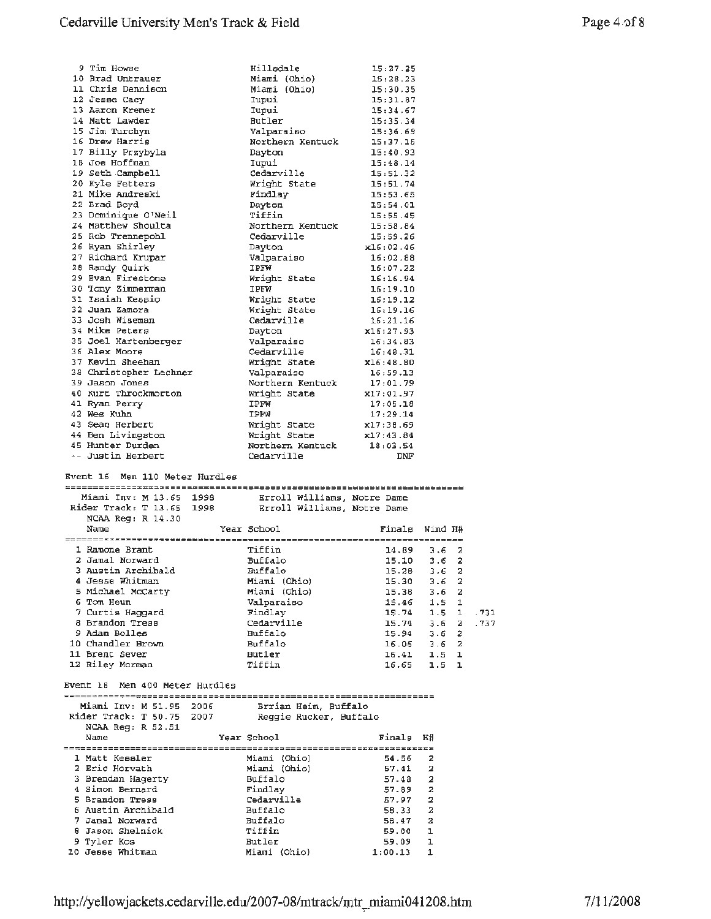| Place | Name | School | Finals |
|---|---|---|---|
| 9 | Tim Howse | Hillsdale | 15:27.25 |
| 10 | Brad Untrauer | Miami (Ohio) | 15:28.23 |
| 11 | Chris Dennison | Miami (Ohio) | 15:30.35 |
| 12 | Jesse Cacy | Iupui | 15:31.87 |
| 13 | Aaron Kremer | Iupui | 15:34.67 |
| 14 | Matt Lawder | Butler | 15:35.34 |
| 15 | Jim Turchyn | Valparaiso | 15:36.69 |
| 16 | Drew Harris | Northern Kentuck | 15:37.15 |
| 17 | Billy Przybyla | Dayton | 15:40.93 |
| 18 | Joe Hoffman | Iupui | 15:48.14 |
| 19 | Seth Campbell | Cedarville | 15:51.32 |
| 20 | Kyle Fetters | Wright State | 15:51.74 |
| 21 | Mike Andreski | Findlay | 15:53.65 |
| 22 | Brad Boyd | Dayton | 15:54.01 |
| 23 | Dominique O'Neil | Tiffin | 15:55.45 |
| 24 | Matthew Shoulta | Northern Kentuck | 15:58.84 |
| 25 | Rob Trennepohl | Cedarville | 15:59.26 |
| 26 | Ryan Shirley | Dayton | x16:02.46 |
| 27 | Richard Krupar | Valparaiso | 16:02.88 |
| 28 | Randy Quirk | IPFW | 16:07.22 |
| 29 | Evan Firestone | Wright State | 16:16.94 |
| 30 | Tony Zimmerman | IPFW | 16:19.10 |
| 31 | Isaiah Kessio | Wright State | 16:19.12 |
| 32 | Juan Zamora | Wright State | 16:19.16 |
| 33 | Josh Wiseman | Cedarville | 16:21.16 |
| 34 | Mike Peters | Dayton | x16:27.93 |
| 35 | Joel Hartenberger | Valparaiso | 16:34.83 |
| 36 | Alex Moore | Cedarville | 16:48.31 |
| 37 | Kevin Sheehan | Wright State | x16:48.80 |
| 38 | Christopher Lechner | Valparaiso | 16:59.13 |
| 39 | Jason Jones | Northern Kentuck | 17:01.79 |
| 40 | Kurt Throckmorton | Wright State | x17:01.97 |
| 41 | Ryan Perry | IPFW | 17:05.18 |
| 42 | Wes Kuhn | IPFW | 17:29.14 |
| 43 | Sean Herbert | Wright State | x17:38.69 |
| 44 | Ben Livingston | Wright State | x17:43.84 |
| 45 | Hunter Durden | Northern Kentuck | 18:03.54 |
| -- | Justin Herbert | Cedarville | DNF |

## Event 16 Men 110 Meter Hurdles

Miami Inv: M 13.65 1998 Erroll Williams, Notre Dame
Rider Track: T 13.65 1998 Erroll Williams, Notre Dame
NCAA Reg: R 14.30

| Place | Name | Year | School | Finals | Wind | H# | |
|---|---|---|---|---|---|---|---|
| 1 | Ramone Brant | | Tiffin | 14.89 | 3.6 | 2 | |
| 2 | Jamal Norward | | Buffalo | 15.10 | 3.6 | 2 | |
| 3 | Austin Archibald | | Buffalo | 15.28 | 3.6 | 2 | |
| 4 | Jesse Whitman | | Miami (Ohio) | 15.30 | 3.6 | 2 | |
| 5 | Michael McCarty | | Miami (Ohio) | 15.38 | 3.6 | 2 | |
| 6 | Tom Heun | | Valparaiso | 15.46 | 1.5 | 1 | |
| 7 | Curtis Haggard | | Findlay | 15.74 | 1.5 | 1 | .731 |
| 8 | Brandon Tress | | Cedarville | 15.74 | 3.6 | 2 | .737 |
| 9 | Adam Bolles | | Buffalo | 15.94 | 3.6 | 2 | |
| 10 | Chandler Brown | | Buffalo | 16.06 | 3.6 | 2 | |
| 11 | Brent Sever | | Butler | 16.41 | 1.5 | 1 | |
| 12 | Riley Morman | | Tiffin | 16.65 | 1.5 | 1 | |

## Event 18 Men 400 Meter Hurdles

Miami Inv: M 51.95 2006 Brrian Hein, Buffalo
Rider Track: T 50.75 2007 Reggie Rucker, Buffalo
NCAA Reg: R 52.51

| Place | Name | Year | School | Finals | H# |
|---|---|---|---|---|---|
| 1 | Matt Kessler | | Miami (Ohio) | 54.56 | 2 |
| 2 | Eric Horvath | | Miami (Ohio) | 57.41 | 2 |
| 3 | Brendan Hagerty | | Buffalo | 57.48 | 2 |
| 4 | Simon Bernard | | Findlay | 57.89 | 2 |
| 5 | Brandon Tress | | Cedarville | 57.97 | 2 |
| 6 | Austin Archibald | | Buffalo | 58.33 | 2 |
| 7 | Jamal Norward | | Buffalo | 58.47 | 2 |
| 8 | Jason Shelnick | | Tiffin | 59.00 | 1 |
| 9 | Tyler Kos | | Butler | 59.09 | 1 |
| 10 | Jesse Whitman | | Miami (Ohio) | 1:00.13 | 1 |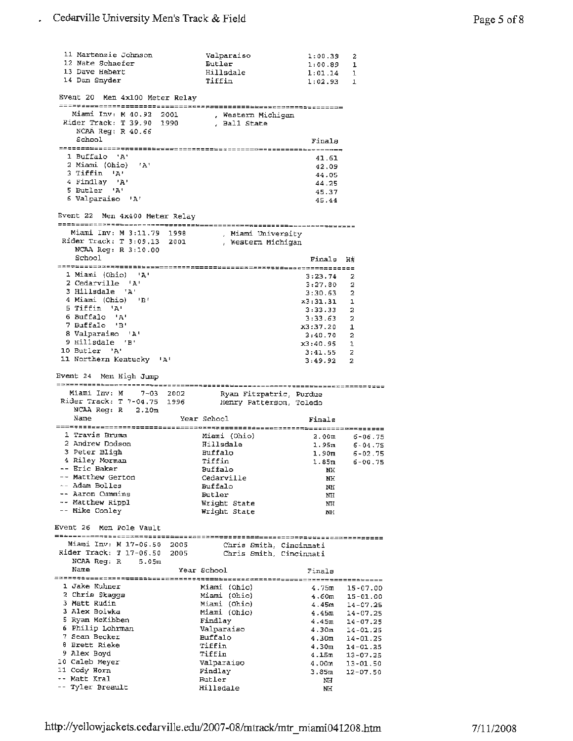| | | | |
|---|---|---|---|
| 11 Martenzie Johnson | Valparaiso | 1:00.39 | 2 |
| 12 Nate Schaefer | Butler | 1:00.89 | 1 |
| 13 Dave Hebert | Hillsdale | 1:01.14 | 1 |
| 14 Dan Snyder | Tiffin | 1:02.93 | 1 |

## Event 20 Men 4x100 Meter Relay

Miami Inv: M 40.92 2001, Western Michigan
Rider Track: T 39.90 1990, Ball State
NCAA Reg: R 40.66

| School | Finals |
|---|---|
| 1 Buffalo 'A' | 41.61 |
| 2 Miami (Ohio) 'A' | 42.09 |
| 3 Tiffin 'A' | 44.05 |
| 4 Findlay 'A' | 44.25 |
| 5 Butler 'A' | 45.37 |
| 6 Valparaiso 'A' | 45.44 |

## Event 22 Men 4x400 Meter Relay

Miami Inv: M 3:11.79 1998, Miami University
Rider Track: T 3:09.13 2001, Western Michigan
NCAA Reg: R 3:10.00

| School | Finals | H# |
|---|---|---|
| 1 Miami (Ohio) 'A' | 3:23.74 | 2 |
| 2 Cedarville 'A' | 3:27.80 | 2 |
| 3 Hillsdale 'A' | 3:30.63 | 2 |
| 4 Miami (Ohio) 'B' | x3:31.31 | 1 |
| 5 Tiffin 'A' | 3:33.33 | 2 |
| 6 Buffalo 'A' | 3:33.63 | 2 |
| 7 Buffalo 'B' | x3:37.20 | 1 |
| 8 Valparaiso 'A' | 3:40.70 | 2 |
| 9 Hillsdale 'B' | x3:40.95 | 1 |
| 10 Butler 'A' | 3:41.55 | 2 |
| 11 Northern Kentucky 'A' | 3:49.92 | 2 |

## Event 24 Men High Jump

Miami Inv: M 7-03 2002 Ryan Fitzpatric, Purdue
Rider Track: T 7-04.75 1996 Henry Patterson, Toledo
NCAA Reg: R 2.10m

| Name | Year School | Finals | |
|---|---|---|---|
| 1 Travis Brumm | Miami (Ohio) | 2.00m | 6-06.75 |
| 2 Andrew Dodson | Hillsdale | 1.95m | 6-04.75 |
| 3 Peter Bligh | Buffalo | 1.90m | 6-02.75 |
| 4 Riley Morman | Tiffin | 1.85m | 6-00.75 |
| -- Eric Baker | Buffalo | NH | |
| -- Matthew Gerton | Cedarville | NH | |
| -- Adam Bolles | Buffalo | NH | |
| -- Aaron Cummins | Butler | NH | |
| -- Matthew Rippl | Wright State | NH | |
| -- Mike Conley | Wright State | NH | |

## Event 26 Men Pole Vault

Miami Inv: M 17-06.50 2005 Chris Smith, Cincinnati
Rider Track: T 17-06.50 2005 Chris Smith, Cincinnati
NCAA Reg: R 5.05m

| Name | Year School | Finals | |
|---|---|---|---|
| 1 Jake Kuhner | Miami (Ohio) | 4.75m | 15-07.00 |
| 2 Chris Skaggs | Miami (Ohio) | 4.60m | 15-01.00 |
| 3 Matt Rudin | Miami (Ohio) | 4.45m | 14-07.25 |
| 3 Alex Boiwka | Miami (Ohio) | 4.45m | 14-07.25 |
| 5 Ryan McKibben | Findlay | 4.45m | 14-07.25 |
| 6 Philip Lohrman | Valparaiso | 4.30m | 14-01.25 |
| 7 Sean Becker | Buffalo | 4.30m | 14-01.25 |
| 8 Brett Rieke | Tiffin | 4.30m | 14-01.25 |
| 9 Alex Boyd | Tiffin | 4.15m | 13-07.25 |
| 10 Caleb Meyer | Valparaiso | 4.00m | 13-01.50 |
| 11 Cody Horn | Findlay | 3.85m | 12-07.50 |
| -- Matt Kral | Butler | NH | |
| -- Tyler Breault | Hillsdale | NH | |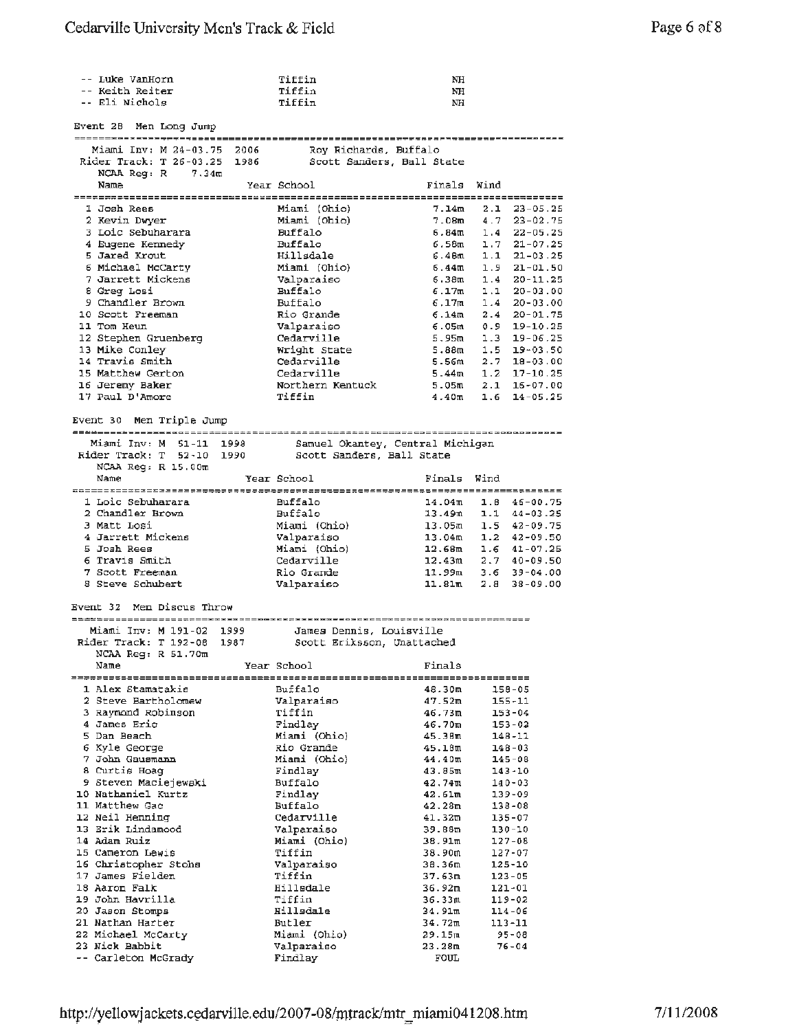| | Name | Year School | Finals |
|---|---|---|---|
| -- | Luke VanHorn | Tiffin | NH |
| -- | Keith Reiter | Tiffin | NH |
| -- | Eli Nichols | Tiffin | NH |

## Event 28 Men Long Jump

Miami Inv: M 24-03.75 2006 Roy Richards, Buffalo
Rider Track: T 26-03.25 1986 Scott Sanders, Ball State
NCAA Reg: R 7.34m

| | Name | Year School | Finals | Wind | |
|---|---|---|---|---|---|
| 1 | Josh Rees | Miami (Ohio) | 7.14m | 2.1 | 23-05.25 |
| 2 | Kevin Dwyer | Miami (Ohio) | 7.08m | 4.7 | 23-02.75 |
| 3 | Loic Sebuharara | Buffalo | 6.84m | 1.4 | 22-05.25 |
| 4 | Eugene Kennedy | Buffalo | 6.58m | 1.7 | 21-07.25 |
| 5 | Jared Krout | Hillsdale | 6.48m | 1.1 | 21-03.25 |
| 6 | Michael McCarty | Miami (Ohio) | 6.44m | 1.9 | 21-01.50 |
| 7 | Jarrett Mickens | Valparaiso | 6.38m | 1.4 | 20-11.25 |
| 8 | Greg Losi | Buffalo | 6.17m | 1.1 | 20-03.00 |
| 9 | Chandler Brown | Buffalo | 6.17m | 1.4 | 20-03.00 |
| 10 | Scott Freeman | Rio Grande | 6.14m | 2.4 | 20-01.75 |
| 11 | Tom Heun | Valparaiso | 6.05m | 0.9 | 19-10.25 |
| 12 | Stephen Gruenberg | Cedarville | 5.95m | 1.3 | 19-06.25 |
| 13 | Mike Conley | Wright State | 5.88m | 1.5 | 19-03.50 |
| 14 | Travis Smith | Cedarville | 5.56m | 2.7 | 18-03.00 |
| 15 | Matthew Gerton | Cedarville | 5.44m | 1.2 | 17-10.25 |
| 16 | Jeremy Baker | Northern Kentuck | 5.05m | 2.1 | 16-07.00 |
| 17 | Paul D'Amore | Tiffin | 4.40m | 1.6 | 14-05.25 |

## Event 30 Men Triple Jump

Miami Inv: M 51-11 1998 Samuel Okantey, Central Michigan
Rider Track: T 52-10 1990 Scott Sanders, Ball State
NCAA Reg: R 15.00m

| | Name | Year School | Finals | Wind | |
|---|---|---|---|---|---|
| 1 | Loic Sebuharara | Buffalo | 14.04m | 1.8 | 46-00.75 |
| 2 | Chandler Brown | Buffalo | 13.49m | 1.1 | 44-03.25 |
| 3 | Matt Losi | Miami (Ohio) | 13.05m | 1.5 | 42-09.75 |
| 4 | Jarrett Mickens | Valparaiso | 13.04m | 1.2 | 42-09.50 |
| 5 | Josh Rees | Miami (Ohio) | 12.68m | 1.6 | 41-07.25 |
| 6 | Travis Smith | Cedarville | 12.43m | 2.7 | 40-09.50 |
| 7 | Scott Freeman | Rio Grande | 11.99m | 3.6 | 39-04.00 |
| 8 | Steve Schubert | Valparaiso | 11.81m | 2.8 | 38-09.00 |

## Event 32 Men Discus Throw

Miami Inv: M 191-02 1999 James Dennis, Louisville
Rider Track: T 192-08 1987 Scott Eriksson, Unattached
NCAA Reg: R 51.70m

| | Name | Year School | Finals | |
|---|---|---|---|---|
| 1 | Alex Stamatakis | Buffalo | 48.30m | 158-05 |
| 2 | Steve Bartholomew | Valparaiso | 47.52m | 155-11 |
| 3 | Raymond Robinson | Tiffin | 46.73m | 153-04 |
| 4 | James Eric | Findley | 46.70m | 153-02 |
| 5 | Dan Beach | Miami (Ohio) | 45.38m | 148-11 |
| 6 | Kyle George | Rio Grande | 45.18m | 148-03 |
| 7 | John Gausmann | Miami (Ohio) | 44.40m | 145-08 |
| 8 | Curtis Hoag | Findlay | 43.85m | 143-10 |
| 9 | Steven Maciejewski | Buffalo | 42.74m | 140-03 |
| 10 | Nathaniel Kurtz | Findlay | 42.61m | 139-09 |
| 11 | Matthew Gac | Buffalo | 42.28m | 138-08 |
| 12 | Neil Henning | Cedarville | 41.32m | 135-07 |
| 13 | Erik Lindamood | Valparaiso | 39.88m | 130-10 |
| 14 | Adam Ruiz | Miami (Ohio) | 38.91m | 127-08 |
| 15 | Cameron Lewis | Tiffin | 38.90m | 127-07 |
| 16 | Christopher Stohs | Valparaiso | 38.36m | 125-10 |
| 17 | James Fielden | Tiffin | 37.63m | 123-05 |
| 18 | Aaron Falk | Hillsdale | 36.92m | 121-01 |
| 19 | John Havrilla | Tiffin | 36.33m | 119-02 |
| 20 | Jason Stomps | Hillsdale | 34.91m | 114-06 |
| 21 | Nathan Harter | Butler | 34.72m | 113-11 |
| 22 | Michael McCarty | Miami (Ohio) | 29.15m | 95-08 |
| 23 | Nick Babbit | Valparaiso | 23.28m | 76-04 |
| -- | Carleton McGrady | Findlay | FOUL | |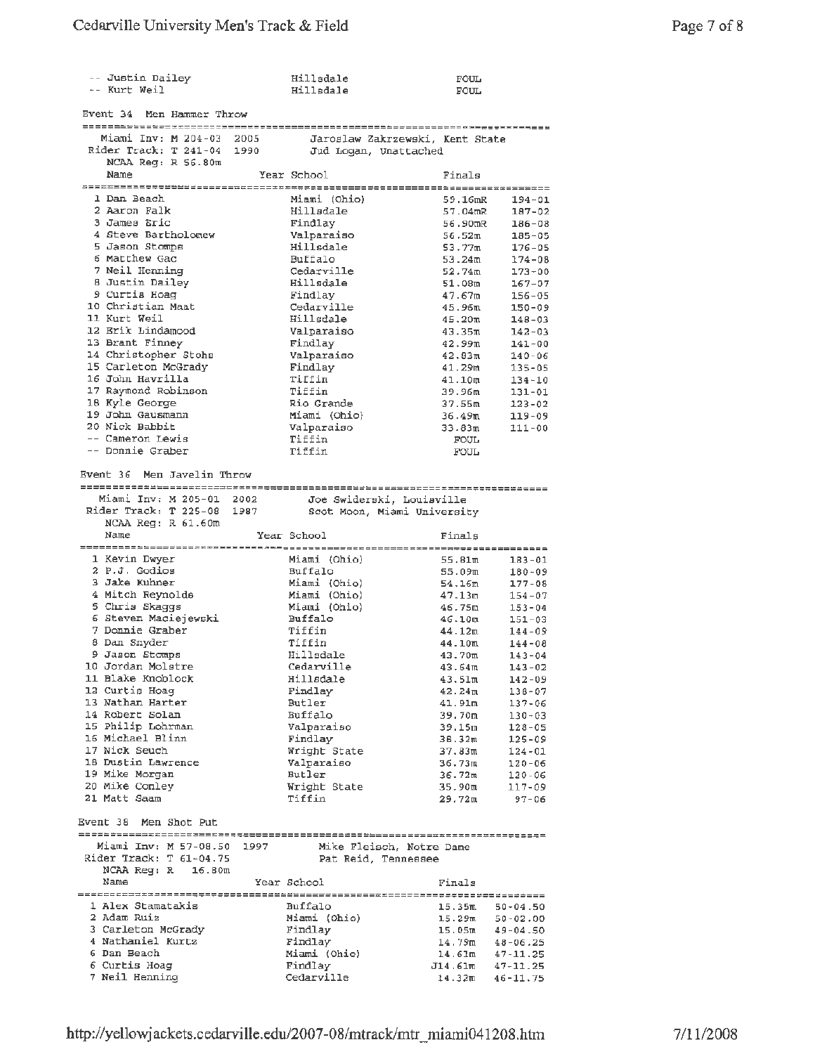| | Name | Year | School | Finals | |
|---|---|---|---|---|---|
| -- | Justin Dailey | | Hillsdale | FOUL | |
| -- | Kurt Weil | | Hillsdale | FOUL | |

## Event 34 Men Hammer Throw

Miami Inv: M 204-03 2005 Jaroslaw Zakrzewski, Kent State
Rider Track: T 241-04 1990 Jud Logan, Unattached
NCAA Reg: R 56.80m

| | Name | Year | School | Finals | |
|---|---|---|---|---|---|
| 1 | Dan Beach | | Miami (Ohio) | 59.16mR | 194-01 |
| 2 | Aaron Falk | | Hillsdale | 57.04mR | 187-02 |
| 3 | James Eric | | Findlay | 56.90mR | 186-08 |
| 4 | Steve Bartholomew | | Valparaiso | 56.52m | 185-05 |
| 5 | Jason Stomps | | Hillsdale | 53.77m | 176-05 |
| 6 | Matthew Gac | | Buffalo | 53.24m | 174-08 |
| 7 | Neil Henning | | Cedarville | 52.74m | 173-00 |
| 8 | Justin Dailey | | Hillsdale | 51.08m | 167-07 |
| 9 | Curtis Hoag | | Findlay | 47.67m | 156-05 |
| 10 | Christian Maat | | Cedarville | 45.96m | 150-09 |
| 11 | Kurt Weil | | Hillsdale | 45.20m | 148-03 |
| 12 | Erik Lindamood | | Valparaiso | 43.35m | 142-03 |
| 13 | Brant Finney | | Findlay | 42.99m | 141-00 |
| 14 | Christopher Stohs | | Valparaiso | 42.83m | 140-06 |
| 15 | Carleton McGrady | | Findlay | 41.29m | 135-05 |
| 16 | John Havrilla | | Tiffin | 41.10m | 134-10 |
| 17 | Raymond Robinson | | Tiffin | 39.96m | 131-01 |
| 18 | Kyle George | | Rio Grande | 37.55m | 123-02 |
| 19 | John Gausmann | | Miami (Ohio) | 36.49m | 119-09 |
| 20 | Nick Babbit | | Valparaiso | 33.83m | 111-00 |
| -- | Cameron Lewis | | Tiffin | FOUL | |
| -- | Donnie Graber | | Tiffin | FOUL | |

## Event 36 Men Javelin Throw

Miami Inv: M 205-01 2002 Joe Swiderski, Louisville
Rider Track: T 225-08 1987 Scot Moon, Miami University
NCAA Reg: R 61.60m

| | Name | Year | School | Finals | |
|---|---|---|---|---|---|
| 1 | Kevin Dwyer | | Miami (Ohio) | 55.81m | 183-01 |
| 2 | P.J. Godios | | Buffalo | 55.09m | 180-09 |
| 3 | Jake Kuhner | | Miami (Ohio) | 54.16m | 177-08 |
| 4 | Mitch Reynolds | | Miami (Ohio) | 47.13m | 154-07 |
| 5 | Chris Skaggs | | Miami (Ohio) | 46.75m | 153-04 |
| 6 | Steven Maciejewski | | Buffalo | 46.10m | 151-03 |
| 7 | Donnie Graber | | Tiffin | 44.12m | 144-09 |
| 8 | Dan Snyder | | Tiffin | 44.10m | 144-08 |
| 9 | Jason Stomps | | Hillsdale | 43.70m | 143-04 |
| 10 | Jordan Molstre | | Cedarville | 43.64m | 143-02 |
| 11 | Blake Knoblock | | Hillsdale | 43.51m | 142-09 |
| 12 | Curtis Hoag | | Findlay | 42.24m | 138-07 |
| 13 | Nathan Harter | | Butler | 41.91m | 137-06 |
| 14 | Robert Solan | | Buffalo | 39.70m | 130-03 |
| 15 | Philip Lohrman | | Valparaiso | 39.15m | 128-05 |
| 16 | Michael Blinn | | Findlay | 38.32m | 125-09 |
| 17 | Nick Seuch | | Wright State | 37.83m | 124-01 |
| 18 | Dustin Lawrence | | Valparaiso | 36.73m | 120-06 |
| 19 | Mike Morgan | | Butler | 36.72m | 120-06 |
| 20 | Mike Conley | | Wright State | 35.90m | 117-09 |
| 21 | Matt Saam | | Tiffin | 29.72m | 97-06 |

## Event 38 Men Shot Put

Miami Inv: M 57-08.50 1997 Mike Fleisch, Notre Dame
Rider Track: T 61-04.75 Pat Reid, Tennessee
NCAA Reg: R 16.80m

| | Name | Year | School | Finals | |
|---|---|---|---|---|---|
| 1 | Alex Stamatakis | | Buffalo | 15.35m | 50-04.50 |
| 2 | Adam Ruiz | | Miami (Ohio) | 15.29m | 50-02.00 |
| 3 | Carleton McGrady | | Findlay | 15.05m | 49-04.50 |
| 4 | Nathaniel Kurtz | | Findlay | 14.79m | 48-06.25 |
| 6 | Dan Beach | | Miami (Ohio) | 14.61m | 47-11.25 |
| 6 | Curtis Hoag | | Findlay | J14.61m | 47-11.25 |
| 7 | Neil Henning | | Cedarville | 14.32m | 46-11.75 |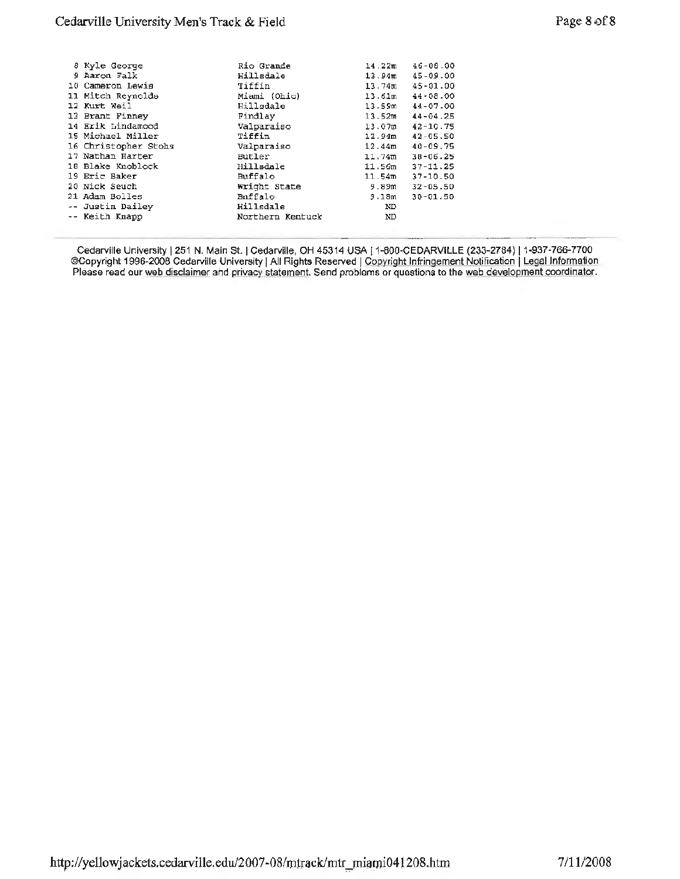| | | | | |
|---|---|---|---|---|
| 8 | Kyle George | Rio Grande | 14.22m | 46-08.00 |
| 9 | Aaron Falk | Hillsdale | 13.94m | 45-09.00 |
| 10 | Cameron Lewis | Tiffin | 13.74m | 45-01.00 |
| 11 | Mitch Reynolds | Miami (Ohio) | 13.61m | 44-08.00 |
| 12 | Kurt Weil | Hillsdale | 13.59m | 44-07.00 |
| 13 | Brant Finney | Findlay | 13.52m | 44-04.25 |
| 14 | Erik Lindamood | Valparaiso | 13.07m | 42-10.75 |
| 15 | Michael Miller | Tiffin | 12.94m | 42-05.50 |
| 16 | Christopher Stohs | Valparaiso | 12.44m | 40-09.75 |
| 17 | Nathan Harter | Butler | 11.74m | 38-06.25 |
| 18 | Blake Knoblock | Hillsdale | 11.56m | 37-11.25 |
| 19 | Eric Baker | Buffalo | 11.54m | 37-10.50 |
| 20 | Nick Seuch | Wright State | 9.89m | 32-05.50 |
| 21 | Adam Bolles | Buffalo | 9.18m | 30-01.50 |
| -- | Justin Dailey | Hillsdale | ND | |
| -- | Keith Knapp | Northern Kentuck | ND | |

Cedarville University | 251 N. Main St. | Cedarville, OH 45314 USA | 1-800-CEDARVILLE (233-2784) | 1-937-766-7700
©Copyright 1996-2008 Cedarville University | All Rights Reserved | Copyright Infringement Notification | Legal Information
Please read our web disclaimer and privacy statement. Send problems or questions to the web development coordinator.